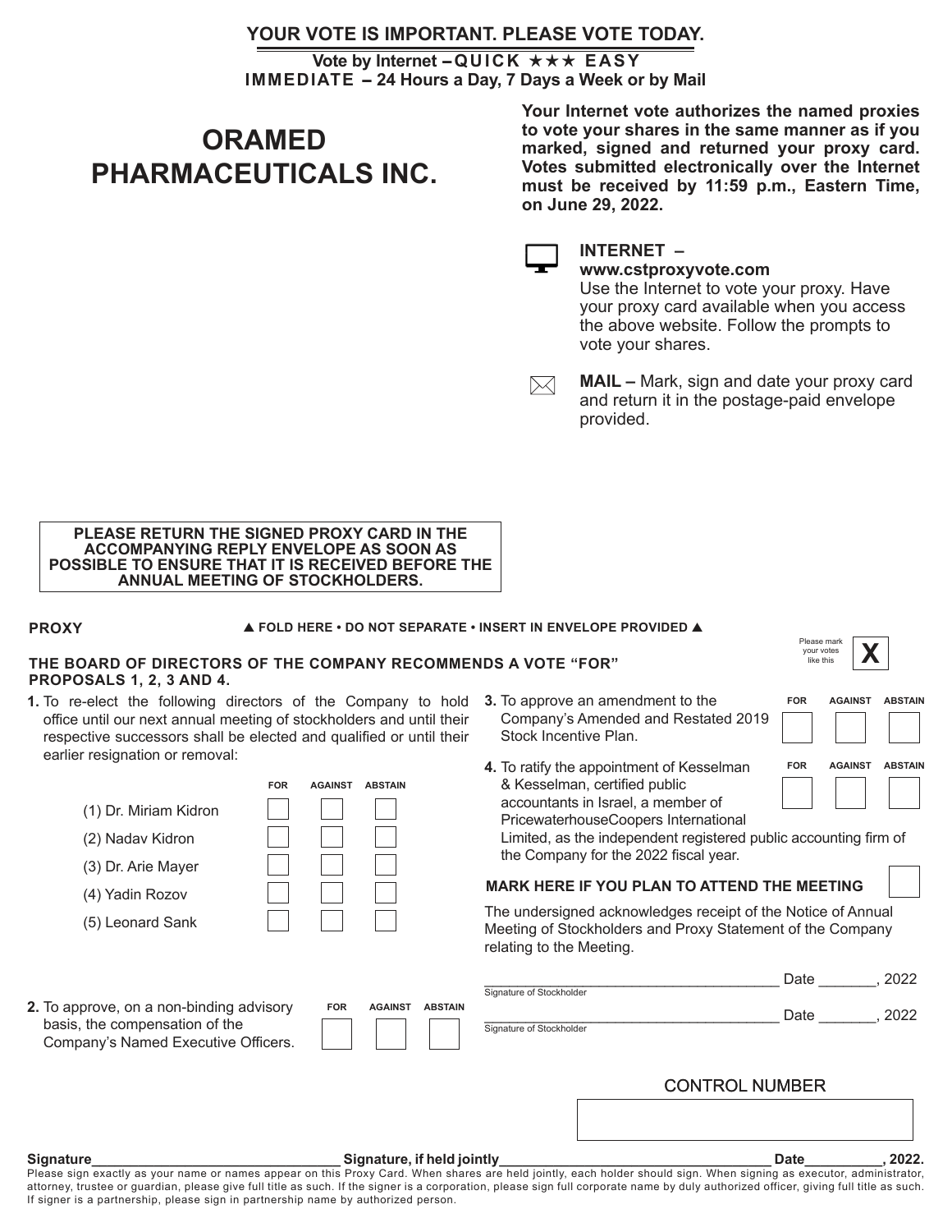**YOUR VOTE IS IMPORTANT. PLEASE VOTE TODAY.**

**Vote by Internet – QUICK ★★★ EASY**
**IMMEDIATE – 24 Hours a Day, 7 Days a Week or by Mail**

# ORAMED PHARMACEUTICALS INC.

**Your Internet vote authorizes the named proxies to vote your shares in the same manner as if you marked, signed and returned your proxy card. Votes submitted electronically over the Internet must be received by 11:59 p.m., Eastern Time, on June 29, 2022.**

**INTERNET – www.cstproxyvote.com**
Use the Internet to vote your proxy. Have your proxy card available when you access the above website. Follow the prompts to vote your shares.

**MAIL –** Mark, sign and date your proxy card and return it in the postage-paid envelope provided.

**PLEASE RETURN THE SIGNED PROXY CARD IN THE ACCOMPANYING REPLY ENVELOPE AS SOON AS POSSIBLE TO ENSURE THAT IT IS RECEIVED BEFORE THE ANNUAL MEETING OF STOCKHOLDERS.**

**PROXY** ▲ FOLD HERE • DO NOT SEPARATE • INSERT IN ENVELOPE PROVIDED ▲

Please mark your votes like this **X**

**THE BOARD OF DIRECTORS OF THE COMPANY RECOMMENDS A VOTE "FOR" PROPOSALS 1, 2, 3 AND 4.**

**1.** To re-elect the following directors of the Company to hold office until our next annual meeting of stockholders and until their respective successors shall be elected and qualified or until their earlier resignation or removal:

| | FOR | AGAINST | ABSTAIN |
|---|---|---|---|
| (1) Dr. Miriam Kidron | ☐ | ☐ | ☐ |
| (2) Nadav Kidron | ☐ | ☐ | ☐ |
| (3) Dr. Arie Mayer | ☐ | ☐ | ☐ |
| (4) Yadin Rozov | ☐ | ☐ | ☐ |
| (5) Leonard Sank | ☐ | ☐ | ☐ |

**2.** To approve, on a non-binding advisory basis, the compensation of the Company's Named Executive Officers. FOR ☐ AGAINST ☐ ABSTAIN ☐

**3.** To approve an amendment to the Company's Amended and Restated 2019 Stock Incentive Plan. FOR ☐ AGAINST ☐ ABSTAIN ☐

**4.** To ratify the appointment of Kesselman & Kesselman, certified public accountants in Israel, a member of PricewaterhouseCoopers International Limited, as the independent registered public accounting firm of the Company for the 2022 fiscal year. FOR ☐ AGAINST ☐ ABSTAIN ☐

**MARK HERE IF YOU PLAN TO ATTEND THE MEETING** ☐

The undersigned acknowledges receipt of the Notice of Annual Meeting of Stockholders and Proxy Statement of the Company relating to the Meeting.

____________________________________ Date _______, 2022
Signature of Stockholder

____________________________________ Date _______, 2022
Signature of Stockholder

CONTROL NUMBER

**Signature**________________________________ **Signature, if held jointly**________________________________ **Date**__________**, 2022.**

Please sign exactly as your name or names appear on this Proxy Card. When shares are held jointly, each holder should sign. When signing as executor, administrator, attorney, trustee or guardian, please give full title as such. If the signer is a corporation, please sign full corporate name by duly authorized officer, giving full title as such. If signer is a partnership, please sign in partnership name by authorized person.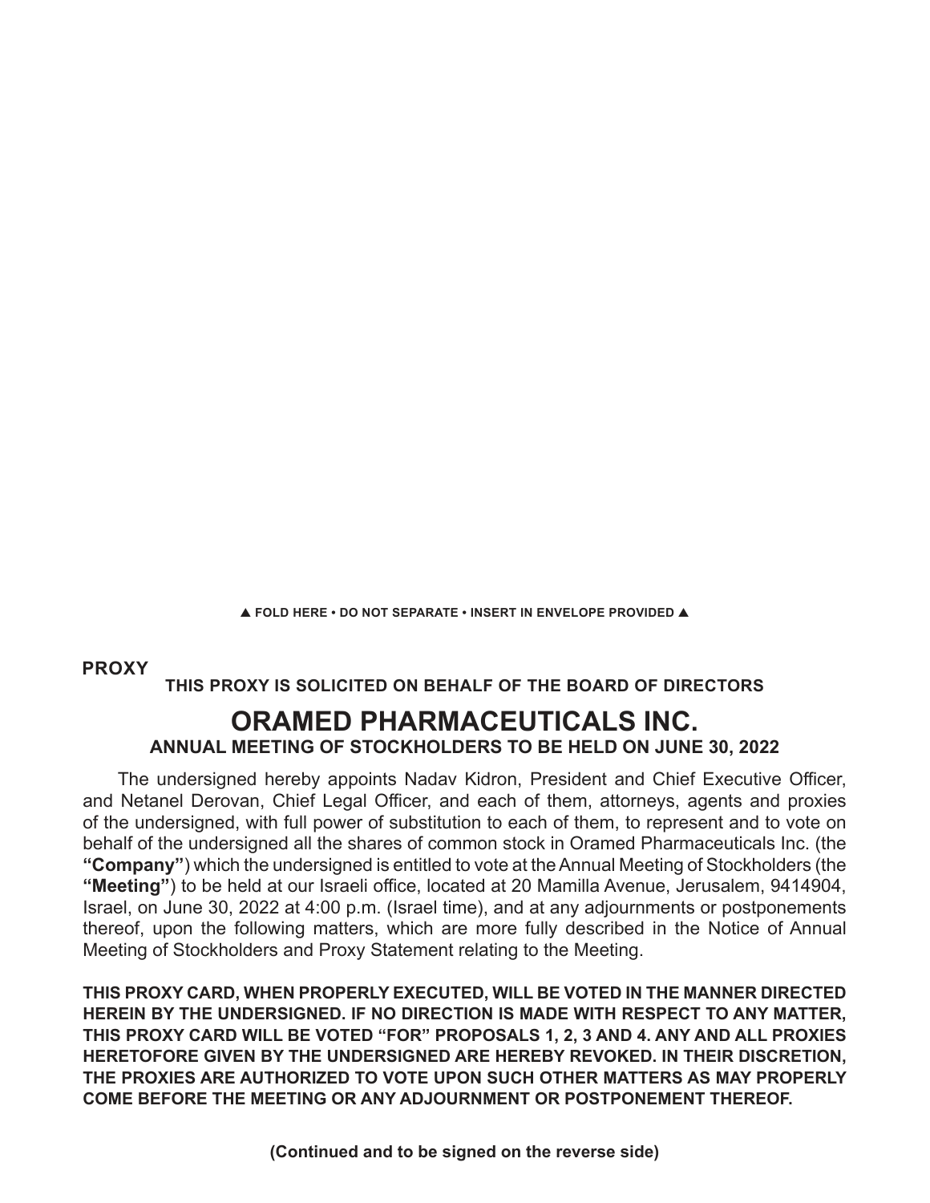▲ FOLD HERE • DO NOT SEPARATE • INSERT IN ENVELOPE PROVIDED ▲

**PROXY**

**THIS PROXY IS SOLICITED ON BEHALF OF THE BOARD OF DIRECTORS**

# ORAMED PHARMACEUTICALS INC.

**ANNUAL MEETING OF STOCKHOLDERS TO BE HELD ON JUNE 30, 2022**

The undersigned hereby appoints Nadav Kidron, President and Chief Executive Officer, and Netanel Derovan, Chief Legal Officer, and each of them, attorneys, agents and proxies of the undersigned, with full power of substitution to each of them, to represent and to vote on behalf of the undersigned all the shares of common stock in Oramed Pharmaceuticals Inc. (the **"Company"**) which the undersigned is entitled to vote at the Annual Meeting of Stockholders (the **"Meeting"**) to be held at our Israeli office, located at 20 Mamilla Avenue, Jerusalem, 9414904, Israel, on June 30, 2022 at 4:00 p.m. (Israel time), and at any adjournments or postponements thereof, upon the following matters, which are more fully described in the Notice of Annual Meeting of Stockholders and Proxy Statement relating to the Meeting.

**THIS PROXY CARD, WHEN PROPERLY EXECUTED, WILL BE VOTED IN THE MANNER DIRECTED HEREIN BY THE UNDERSIGNED. IF NO DIRECTION IS MADE WITH RESPECT TO ANY MATTER, THIS PROXY CARD WILL BE VOTED "FOR" PROPOSALS 1, 2, 3 AND 4. ANY AND ALL PROXIES HERETOFORE GIVEN BY THE UNDERSIGNED ARE HEREBY REVOKED. IN THEIR DISCRETION, THE PROXIES ARE AUTHORIZED TO VOTE UPON SUCH OTHER MATTERS AS MAY PROPERLY COME BEFORE THE MEETING OR ANY ADJOURNMENT OR POSTPONEMENT THEREOF.**

**(Continued and to be signed on the reverse side)**